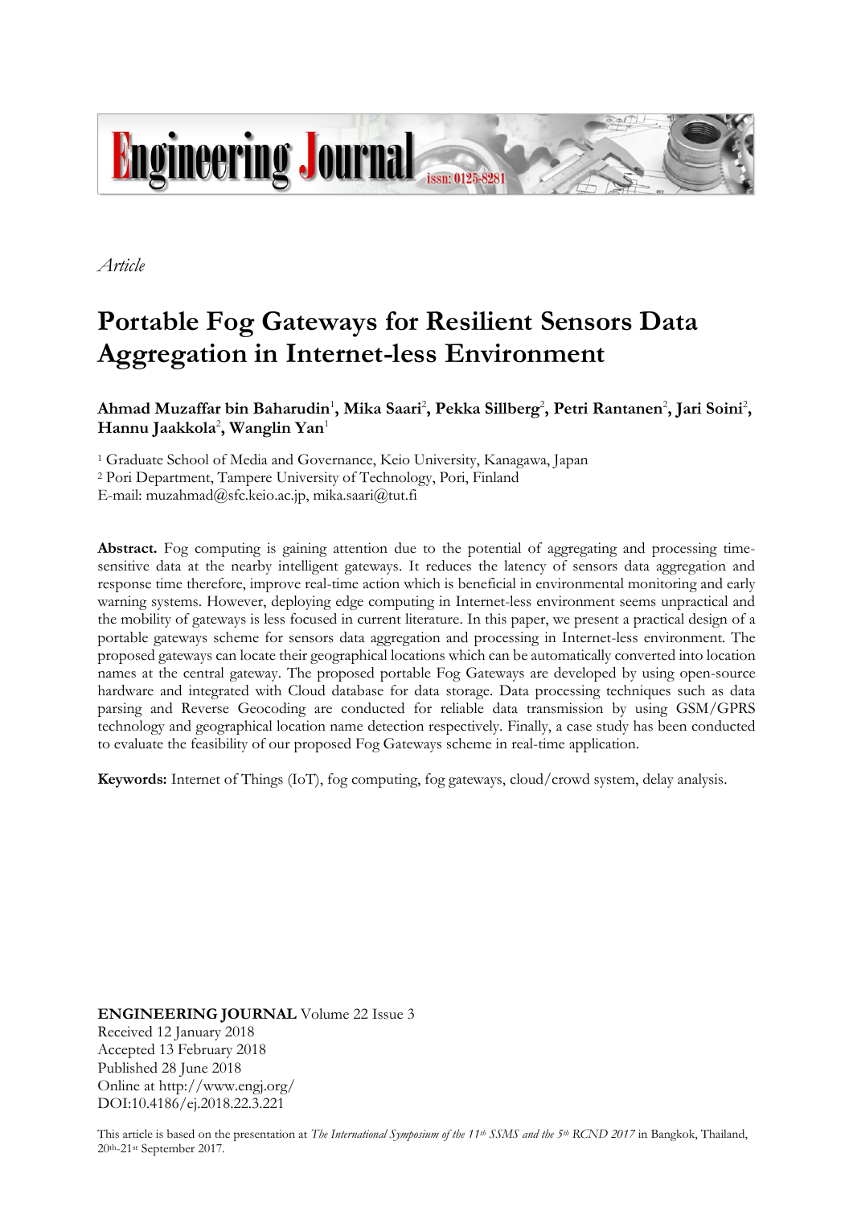*Article*

# Portable Fog Gateways for Resilient Sensors Data Aggregation in Internet-less Environment

**Ahmad Muzaffar bin Baharudin[1], Mika Saari[2], Pekka Sillberg[2], Petri Rantanen[2], Jari Soini[2], Hannu Jaakkola[2], Wanglin Yan[1]**

[1] Graduate School of Media and Governance, Keio University, Kanagawa, Japan
[2] Pori Department, Tampere University of Technology, Pori, Finland
E-mail: muzahmad@sfc.keio.ac.jp, mika.saari@tut.fi

**Abstract.** Fog computing is gaining attention due to the potential of aggregating and processing time-sensitive data at the nearby intelligent gateways. It reduces the latency of sensors data aggregation and response time therefore, improve real-time action which is beneficial in environmental monitoring and early warning systems. However, deploying edge computing in Internet-less environment seems unpractical and the mobility of gateways is less focused in current literature. In this paper, we present a practical design of a portable gateways scheme for sensors data aggregation and processing in Internet-less environment. The proposed gateways can locate their geographical locations which can be automatically converted into location names at the central gateway. The proposed portable Fog Gateways are developed by using open-source hardware and integrated with Cloud database for data storage. Data processing techniques such as data parsing and Reverse Geocoding are conducted for reliable data transmission by using GSM/GPRS technology and geographical location name detection respectively. Finally, a case study has been conducted to evaluate the feasibility of our proposed Fog Gateways scheme in real-time application.

**Keywords:** Internet of Things (IoT), fog computing, fog gateways, cloud/crowd system, delay analysis.

**ENGINEERING JOURNAL** Volume 22 Issue 3
Received 12 January 2018
Accepted 13 February 2018
Published 28 June 2018
Online at http://www.engj.org/
DOI:10.4186/ej.2018.22.3.221

This article is based on the presentation at *The International Symposium of the 11th SSMS and the 5th RCND 2017* in Bangkok, Thailand, 20th-21st September 2017.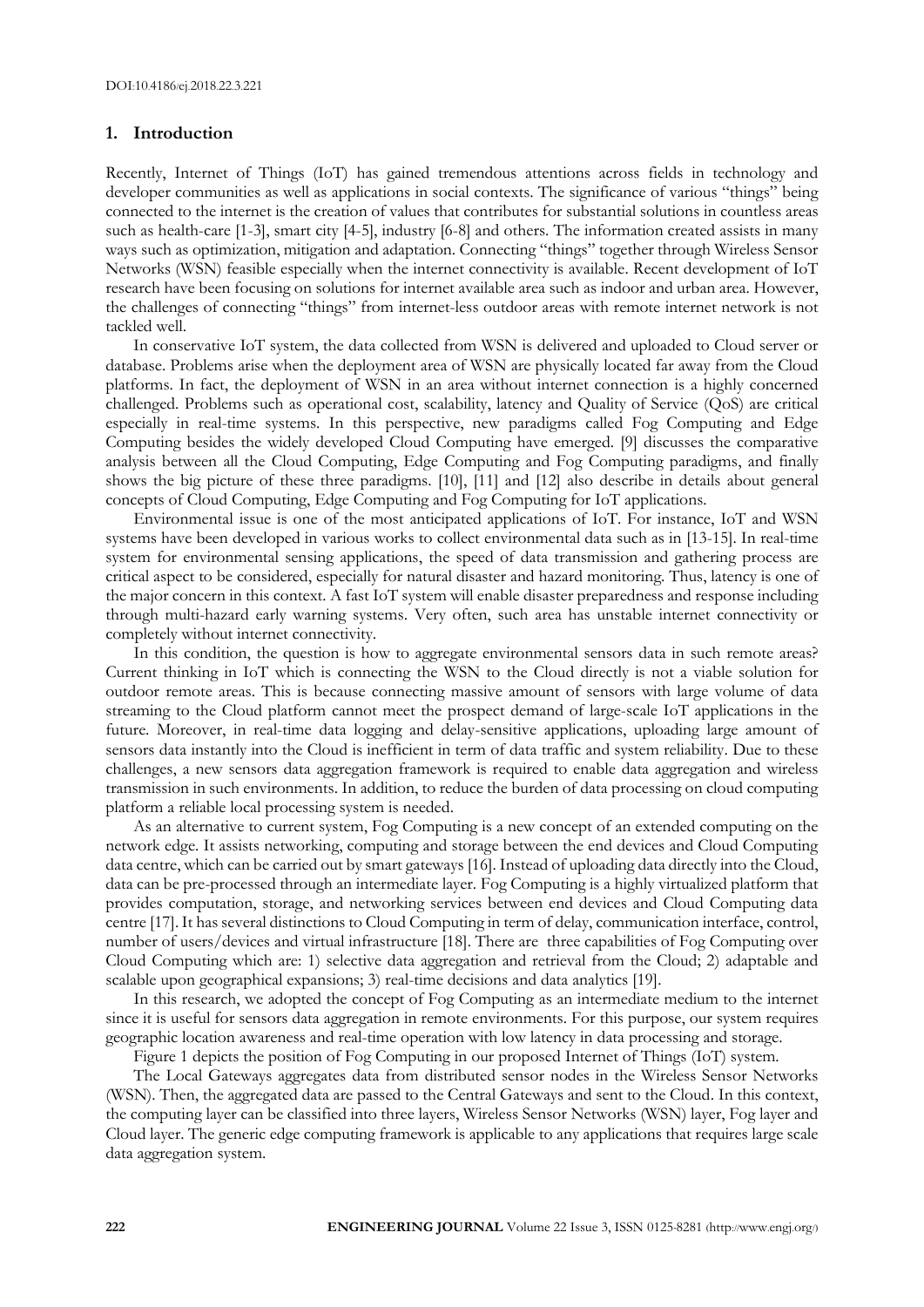## 1. Introduction

Recently, Internet of Things (IoT) has gained tremendous attentions across fields in technology and developer communities as well as applications in social contexts. The significance of various "things" being connected to the internet is the creation of values that contributes for substantial solutions in countless areas such as health-care [1-3], smart city [4-5], industry [6-8] and others. The information created assists in many ways such as optimization, mitigation and adaptation. Connecting "things" together through Wireless Sensor Networks (WSN) feasible especially when the internet connectivity is available. Recent development of IoT research have been focusing on solutions for internet available area such as indoor and urban area. However, the challenges of connecting "things" from internet-less outdoor areas with remote internet network is not tackled well.

In conservative IoT system, the data collected from WSN is delivered and uploaded to Cloud server or database. Problems arise when the deployment area of WSN are physically located far away from the Cloud platforms. In fact, the deployment of WSN in an area without internet connection is a highly concerned challenged. Problems such as operational cost, scalability, latency and Quality of Service (QoS) are critical especially in real-time systems. In this perspective, new paradigms called Fog Computing and Edge Computing besides the widely developed Cloud Computing have emerged. [9] discusses the comparative analysis between all the Cloud Computing, Edge Computing and Fog Computing paradigms, and finally shows the big picture of these three paradigms. [10], [11] and [12] also describe in details about general concepts of Cloud Computing, Edge Computing and Fog Computing for IoT applications.

Environmental issue is one of the most anticipated applications of IoT. For instance, IoT and WSN systems have been developed in various works to collect environmental data such as in [13-15]. In real-time system for environmental sensing applications, the speed of data transmission and gathering process are critical aspect to be considered, especially for natural disaster and hazard monitoring. Thus, latency is one of the major concern in this context. A fast IoT system will enable disaster preparedness and response including through multi-hazard early warning systems. Very often, such area has unstable internet connectivity or completely without internet connectivity.

In this condition, the question is how to aggregate environmental sensors data in such remote areas? Current thinking in IoT which is connecting the WSN to the Cloud directly is not a viable solution for outdoor remote areas. This is because connecting massive amount of sensors with large volume of data streaming to the Cloud platform cannot meet the prospect demand of large-scale IoT applications in the future. Moreover, in real-time data logging and delay-sensitive applications, uploading large amount of sensors data instantly into the Cloud is inefficient in term of data traffic and system reliability. Due to these challenges, a new sensors data aggregation framework is required to enable data aggregation and wireless transmission in such environments. In addition, to reduce the burden of data processing on cloud computing platform a reliable local processing system is needed.

As an alternative to current system, Fog Computing is a new concept of an extended computing on the network edge. It assists networking, computing and storage between the end devices and Cloud Computing data centre, which can be carried out by smart gateways [16]. Instead of uploading data directly into the Cloud, data can be pre-processed through an intermediate layer. Fog Computing is a highly virtualized platform that provides computation, storage, and networking services between end devices and Cloud Computing data centre [17]. It has several distinctions to Cloud Computing in term of delay, communication interface, control, number of users/devices and virtual infrastructure [18]. There are three capabilities of Fog Computing over Cloud Computing which are: 1) selective data aggregation and retrieval from the Cloud; 2) adaptable and scalable upon geographical expansions; 3) real-time decisions and data analytics [19].

In this research, we adopted the concept of Fog Computing as an intermediate medium to the internet since it is useful for sensors data aggregation in remote environments. For this purpose, our system requires geographic location awareness and real-time operation with low latency in data processing and storage.

Figure 1 depicts the position of Fog Computing in our proposed Internet of Things (IoT) system.

The Local Gateways aggregates data from distributed sensor nodes in the Wireless Sensor Networks (WSN). Then, the aggregated data are passed to the Central Gateways and sent to the Cloud. In this context, the computing layer can be classified into three layers, Wireless Sensor Networks (WSN) layer, Fog layer and Cloud layer. The generic edge computing framework is applicable to any applications that requires large scale data aggregation system.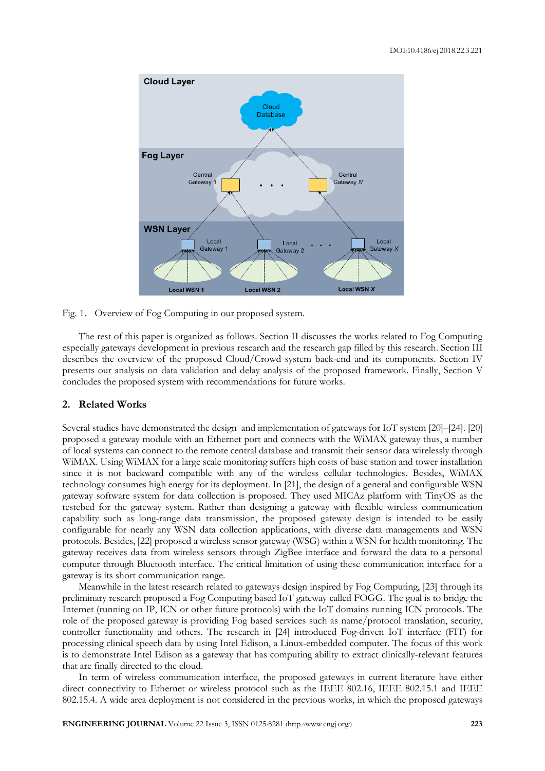Fig. 1. Overview of Fog Computing in our proposed system.

The rest of this paper is organized as follows. Section II discusses the works related to Fog Computing especially gateways development in previous research and the research gap filled by this research. Section III describes the overview of the proposed Cloud/Crowd system back-end and its components. Section IV presents our analysis on data validation and delay analysis of the proposed framework. Finally, Section V concludes the proposed system with recommendations for future works.

## 2. Related Works

Several studies have demonstrated the design and implementation of gateways for IoT system [20]–[24]. [20] proposed a gateway module with an Ethernet port and connects with the WiMAX gateway thus, a number of local systems can connect to the remote central database and transmit their sensor data wirelessly through WiMAX. Using WiMAX for a large scale monitoring suffers high costs of base station and tower installation since it is not backward compatible with any of the wireless cellular technologies. Besides, WiMAX technology consumes high energy for its deployment. In [21], the design of a general and configurable WSN gateway software system for data collection is proposed. They used MICAz platform with TinyOS as the testebed for the gateway system. Rather than designing a gateway with flexible wireless communication capability such as long-range data transmission, the proposed gateway design is intended to be easily configurable for nearly any WSN data collection applications, with diverse data managements and WSN protocols. Besides, [22] proposed a wireless sensor gateway (WSG) within a WSN for health monitoring. The gateway receives data from wireless sensors through ZigBee interface and forward the data to a personal computer through Bluetooth interface. The critical limitation of using these communication interface for a gateway is its short communication range.

Meanwhile in the latest research related to gateways design inspired by Fog Computing, [23] through its preliminary research proposed a Fog Computing based IoT gateway called FOGG. The goal is to bridge the Internet (running on IP, ICN or other future protocols) with the IoT domains running ICN protocols. The role of the proposed gateway is providing Fog based services such as name/protocol translation, security, controller functionality and others. The research in [24] introduced Fog-driven IoT interface (FIT) for processing clinical speech data by using Intel Edison, a Linux-embedded computer. The focus of this work is to demonstrate Intel Edison as a gateway that has computing ability to extract clinically-relevant features that are finally directed to the cloud.

In term of wireless communication interface, the proposed gateways in current literature have either direct connectivity to Ethernet or wireless protocol such as the IEEE 802.16, IEEE 802.15.1 and IEEE 802.15.4. A wide area deployment is not considered in the previous works, in which the proposed gateways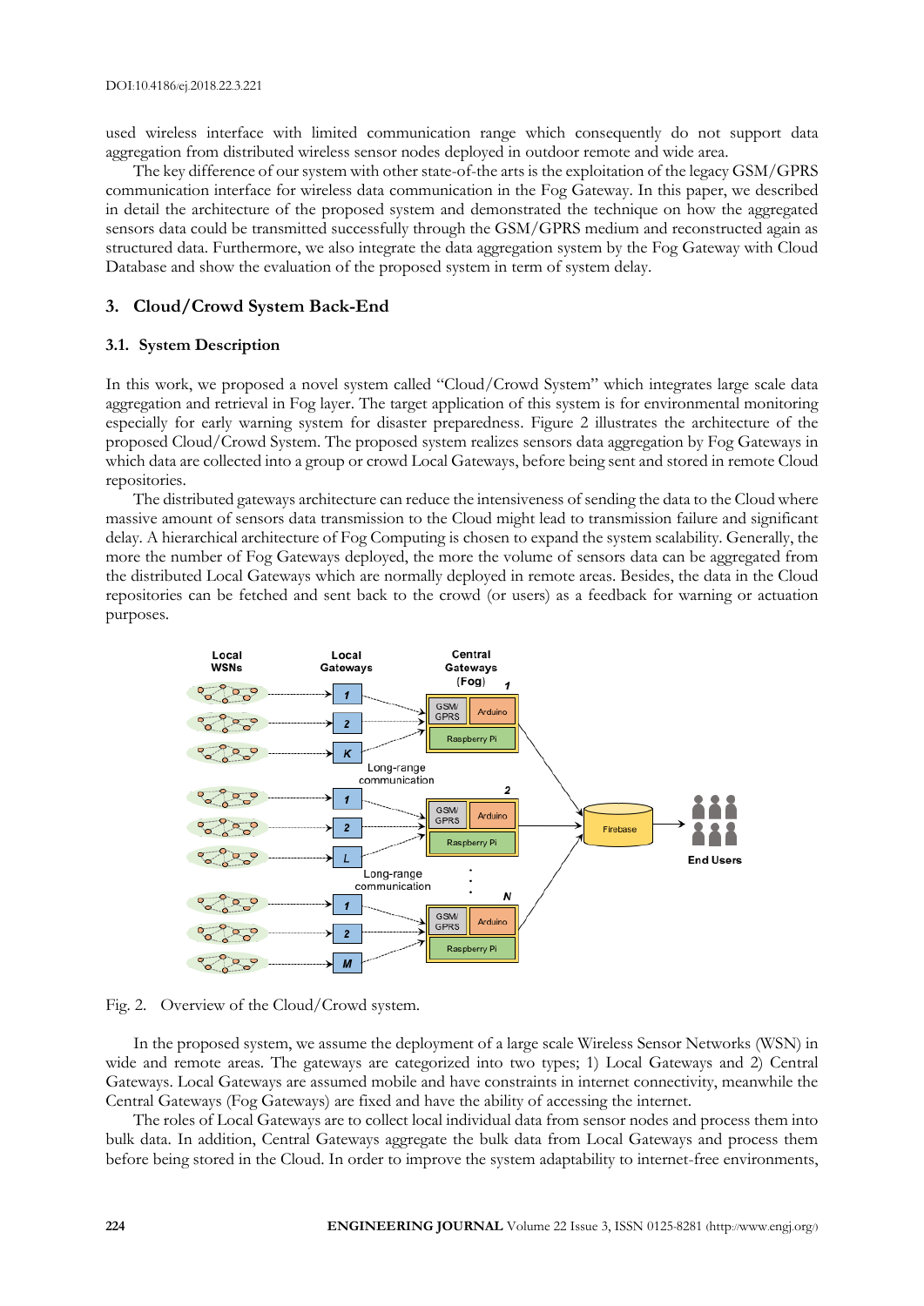used wireless interface with limited communication range which consequently do not support data aggregation from distributed wireless sensor nodes deployed in outdoor remote and wide area.

The key difference of our system with other state-of-the arts is the exploitation of the legacy GSM/GPRS communication interface for wireless data communication in the Fog Gateway. In this paper, we described in detail the architecture of the proposed system and demonstrated the technique on how the aggregated sensors data could be transmitted successfully through the GSM/GPRS medium and reconstructed again as structured data. Furthermore, we also integrate the data aggregation system by the Fog Gateway with Cloud Database and show the evaluation of the proposed system in term of system delay.

## 3. Cloud/Crowd System Back-End

### 3.1. System Description

In this work, we proposed a novel system called "Cloud/Crowd System" which integrates large scale data aggregation and retrieval in Fog layer. The target application of this system is for environmental monitoring especially for early warning system for disaster preparedness. Figure 2 illustrates the architecture of the proposed Cloud/Crowd System. The proposed system realizes sensors data aggregation by Fog Gateways in which data are collected into a group or crowd Local Gateways, before being sent and stored in remote Cloud repositories.

The distributed gateways architecture can reduce the intensiveness of sending the data to the Cloud where massive amount of sensors data transmission to the Cloud might lead to transmission failure and significant delay. A hierarchical architecture of Fog Computing is chosen to expand the system scalability. Generally, the more the number of Fog Gateways deployed, the more the volume of sensors data can be aggregated from the distributed Local Gateways which are normally deployed in remote areas. Besides, the data in the Cloud repositories can be fetched and sent back to the crowd (or users) as a feedback for warning or actuation purposes.

Fig. 2. Overview of the Cloud/Crowd system.

In the proposed system, we assume the deployment of a large scale Wireless Sensor Networks (WSN) in wide and remote areas. The gateways are categorized into two types; 1) Local Gateways and 2) Central Gateways. Local Gateways are assumed mobile and have constraints in internet connectivity, meanwhile the Central Gateways (Fog Gateways) are fixed and have the ability of accessing the internet.

The roles of Local Gateways are to collect local individual data from sensor nodes and process them into bulk data. In addition, Central Gateways aggregate the bulk data from Local Gateways and process them before being stored in the Cloud. In order to improve the system adaptability to internet-free environments,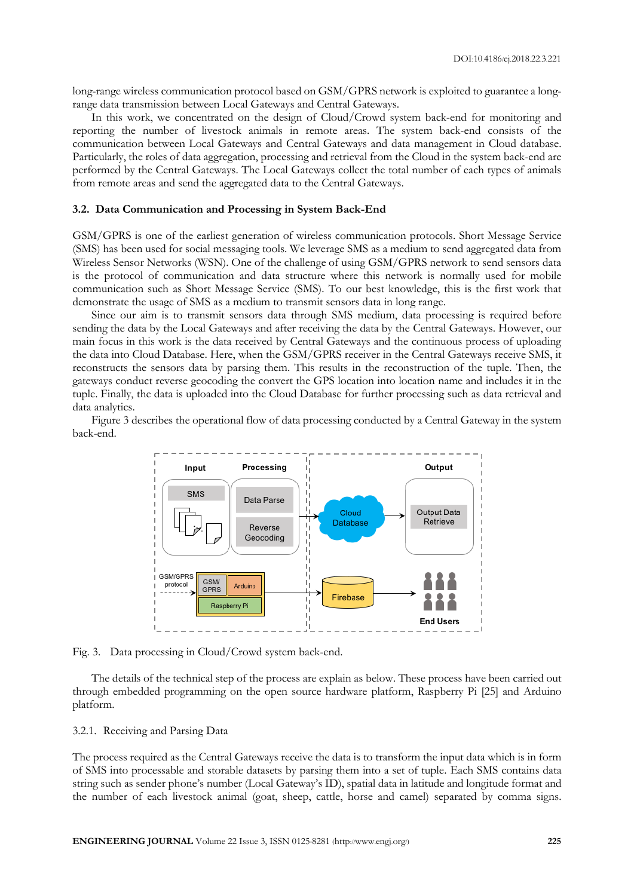long-range wireless communication protocol based on GSM/GPRS network is exploited to guarantee a long-range data transmission between Local Gateways and Central Gateways.

In this work, we concentrated on the design of Cloud/Crowd system back-end for monitoring and reporting the number of livestock animals in remote areas. The system back-end consists of the communication between Local Gateways and Central Gateways and data management in Cloud database. Particularly, the roles of data aggregation, processing and retrieval from the Cloud in the system back-end are performed by the Central Gateways. The Local Gateways collect the total number of each types of animals from remote areas and send the aggregated data to the Central Gateways.

### 3.2. Data Communication and Processing in System Back-End

GSM/GPRS is one of the earliest generation of wireless communication protocols. Short Message Service (SMS) has been used for social messaging tools. We leverage SMS as a medium to send aggregated data from Wireless Sensor Networks (WSN). One of the challenge of using GSM/GPRS network to send sensors data is the protocol of communication and data structure where this network is normally used for mobile communication such as Short Message Service (SMS). To our best knowledge, this is the first work that demonstrate the usage of SMS as a medium to transmit sensors data in long range.

Since our aim is to transmit sensors data through SMS medium, data processing is required before sending the data by the Local Gateways and after receiving the data by the Central Gateways. However, our main focus in this work is the data received by Central Gateways and the continuous process of uploading the data into Cloud Database. Here, when the GSM/GPRS receiver in the Central Gateways receive SMS, it reconstructs the sensors data by parsing them. This results in the reconstruction of the tuple. Then, the gateways conduct reverse geocoding the convert the GPS location into location name and includes it in the tuple. Finally, the data is uploaded into the Cloud Database for further processing such as data retrieval and data analytics.

Figure 3 describes the operational flow of data processing conducted by a Central Gateway in the system back-end.

Fig. 3. Data processing in Cloud/Crowd system back-end.

The details of the technical step of the process are explain as below. These process have been carried out through embedded programming on the open source hardware platform, Raspberry Pi [25] and Arduino platform.

#### 3.2.1. Receiving and Parsing Data

The process required as the Central Gateways receive the data is to transform the input data which is in form of SMS into processable and storable datasets by parsing them into a set of tuple. Each SMS contains data string such as sender phone's number (Local Gateway's ID), spatial data in latitude and longitude format and the number of each livestock animal (goat, sheep, cattle, horse and camel) separated by comma signs.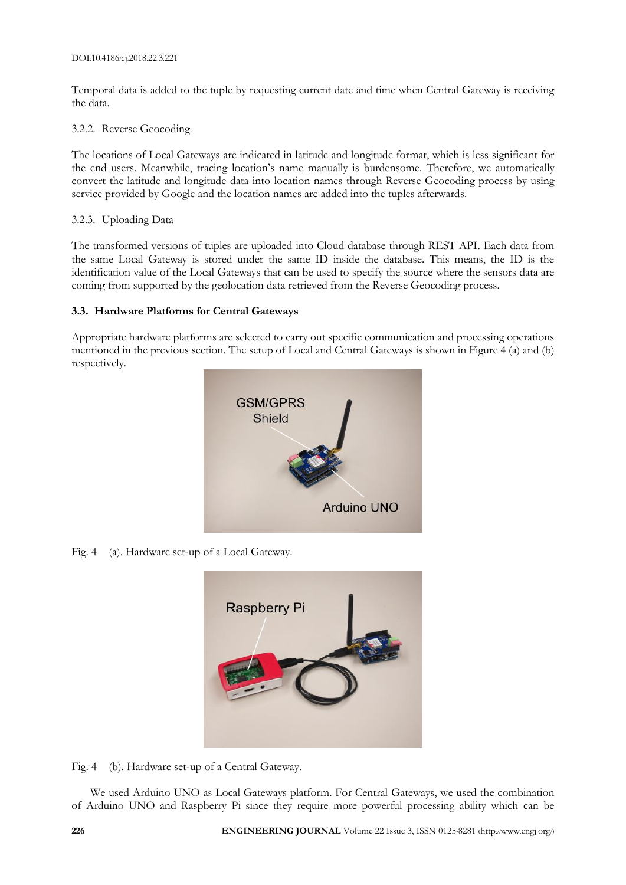Temporal data is added to the tuple by requesting current date and time when Central Gateway is receiving the data.

#### 3.2.2. Reverse Geocoding

The locations of Local Gateways are indicated in latitude and longitude format, which is less significant for the end users. Meanwhile, tracing location's name manually is burdensome. Therefore, we automatically convert the latitude and longitude data into location names through Reverse Geocoding process by using service provided by Google and the location names are added into the tuples afterwards.

#### 3.2.3. Uploading Data

The transformed versions of tuples are uploaded into Cloud database through REST API. Each data from the same Local Gateway is stored under the same ID inside the database. This means, the ID is the identification value of the Local Gateways that can be used to specify the source where the sensors data are coming from supported by the geolocation data retrieved from the Reverse Geocoding process.

### 3.3. Hardware Platforms for Central Gateways

Appropriate hardware platforms are selected to carry out specific communication and processing operations mentioned in the previous section. The setup of Local and Central Gateways is shown in Figure 4 (a) and (b) respectively.

Fig. 4 (a). Hardware set-up of a Local Gateway.

Fig. 4 (b). Hardware set-up of a Central Gateway.

We used Arduino UNO as Local Gateways platform. For Central Gateways, we used the combination of Arduino UNO and Raspberry Pi since they require more powerful processing ability which can be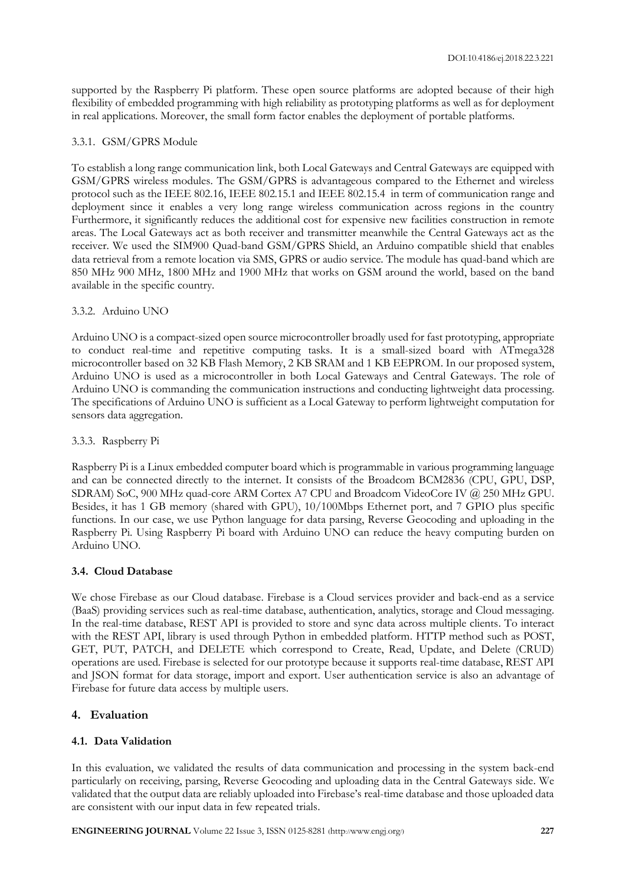supported by the Raspberry Pi platform. These open source platforms are adopted because of their high flexibility of embedded programming with high reliability as prototyping platforms as well as for deployment in real applications. Moreover, the small form factor enables the deployment of portable platforms.

#### 3.3.1. GSM/GPRS Module

To establish a long range communication link, both Local Gateways and Central Gateways are equipped with GSM/GPRS wireless modules. The GSM/GPRS is advantageous compared to the Ethernet and wireless protocol such as the IEEE 802.16, IEEE 802.15.1 and IEEE 802.15.4 in term of communication range and deployment since it enables a very long range wireless communication across regions in the country Furthermore, it significantly reduces the additional cost for expensive new facilities construction in remote areas. The Local Gateways act as both receiver and transmitter meanwhile the Central Gateways act as the receiver. We used the SIM900 Quad-band GSM/GPRS Shield, an Arduino compatible shield that enables data retrieval from a remote location via SMS, GPRS or audio service. The module has quad-band which are 850 MHz 900 MHz, 1800 MHz and 1900 MHz that works on GSM around the world, based on the band available in the specific country.

#### 3.3.2. Arduino UNO

Arduino UNO is a compact-sized open source microcontroller broadly used for fast prototyping, appropriate to conduct real-time and repetitive computing tasks. It is a small-sized board with ATmega328 microcontroller based on 32 KB Flash Memory, 2 KB SRAM and 1 KB EEPROM. In our proposed system, Arduino UNO is used as a microcontroller in both Local Gateways and Central Gateways. The role of Arduino UNO is commanding the communication instructions and conducting lightweight data processing. The specifications of Arduino UNO is sufficient as a Local Gateway to perform lightweight computation for sensors data aggregation.

#### 3.3.3. Raspberry Pi

Raspberry Pi is a Linux embedded computer board which is programmable in various programming language and can be connected directly to the internet. It consists of the Broadcom BCM2836 (CPU, GPU, DSP, SDRAM) SoC, 900 MHz quad-core ARM Cortex A7 CPU and Broadcom VideoCore IV @ 250 MHz GPU. Besides, it has 1 GB memory (shared with GPU), 10/100Mbps Ethernet port, and 7 GPIO plus specific functions. In our case, we use Python language for data parsing, Reverse Geocoding and uploading in the Raspberry Pi. Using Raspberry Pi board with Arduino UNO can reduce the heavy computing burden on Arduino UNO.

### 3.4. Cloud Database

We chose Firebase as our Cloud database. Firebase is a Cloud services provider and back-end as a service (BaaS) providing services such as real-time database, authentication, analytics, storage and Cloud messaging. In the real-time database, REST API is provided to store and sync data across multiple clients. To interact with the REST API, library is used through Python in embedded platform. HTTP method such as POST, GET, PUT, PATCH, and DELETE which correspond to Create, Read, Update, and Delete (CRUD) operations are used. Firebase is selected for our prototype because it supports real-time database, REST API and JSON format for data storage, import and export. User authentication service is also an advantage of Firebase for future data access by multiple users.

## 4. Evaluation

### 4.1. Data Validation

In this evaluation, we validated the results of data communication and processing in the system back-end particularly on receiving, parsing, Reverse Geocoding and uploading data in the Central Gateways side. We validated that the output data are reliably uploaded into Firebase's real-time database and those uploaded data are consistent with our input data in few repeated trials.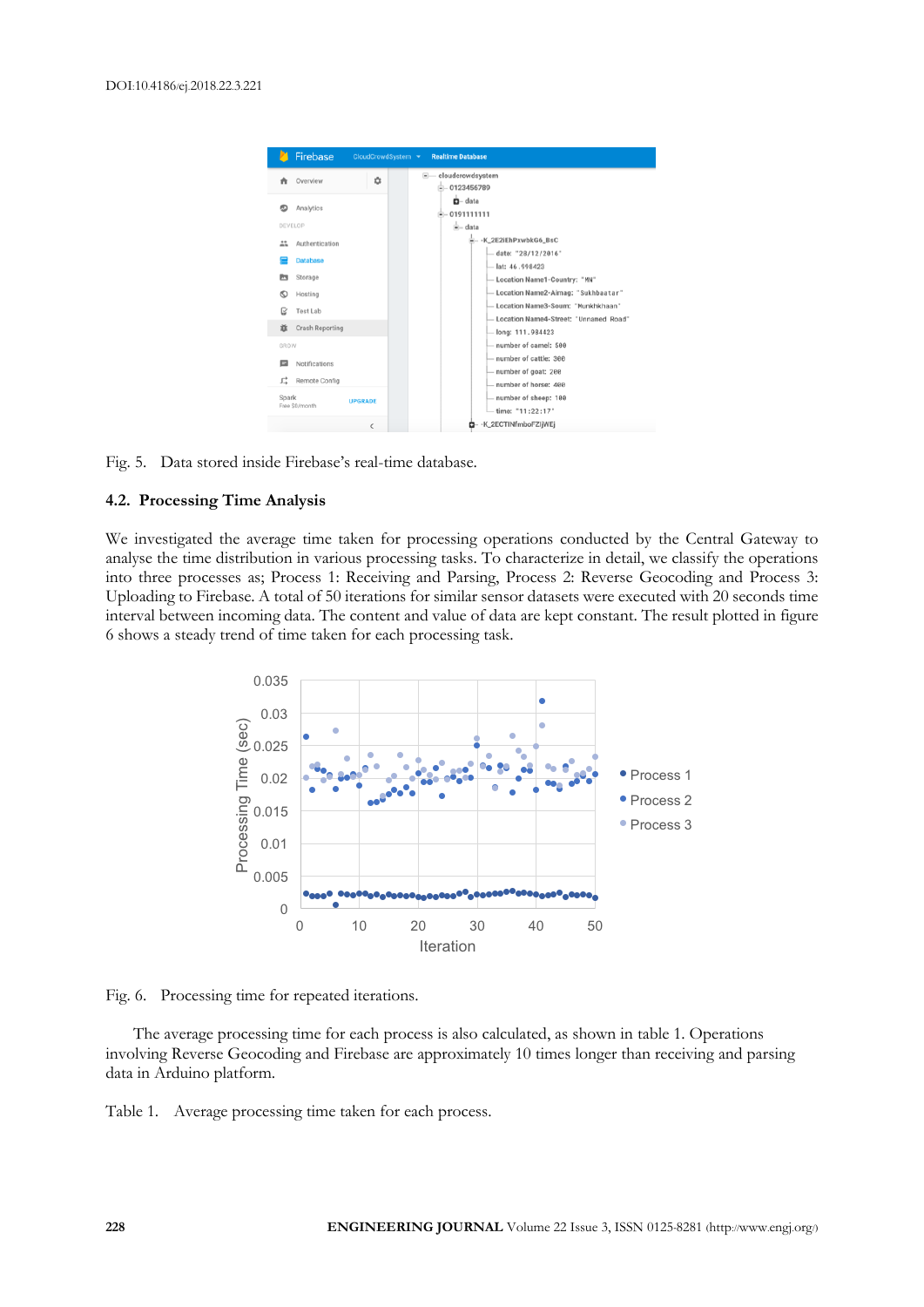Fig. 5. Data stored inside Firebase's real-time database.

### 4.2. Processing Time Analysis

We investigated the average time taken for processing operations conducted by the Central Gateway to analyse the time distribution in various processing tasks. To characterize in detail, we classify the operations into three processes as; Process 1: Receiving and Parsing, Process 2: Reverse Geocoding and Process 3: Uploading to Firebase. A total of 50 iterations for similar sensor datasets were executed with 20 seconds time interval between incoming data. The content and value of data are kept constant. The result plotted in figure 6 shows a steady trend of time taken for each processing task.

Fig. 6. Processing time for repeated iterations.

The average processing time for each process is also calculated, as shown in table 1. Operations involving Reverse Geocoding and Firebase are approximately 10 times longer than receiving and parsing data in Arduino platform.

Table 1. Average processing time taken for each process.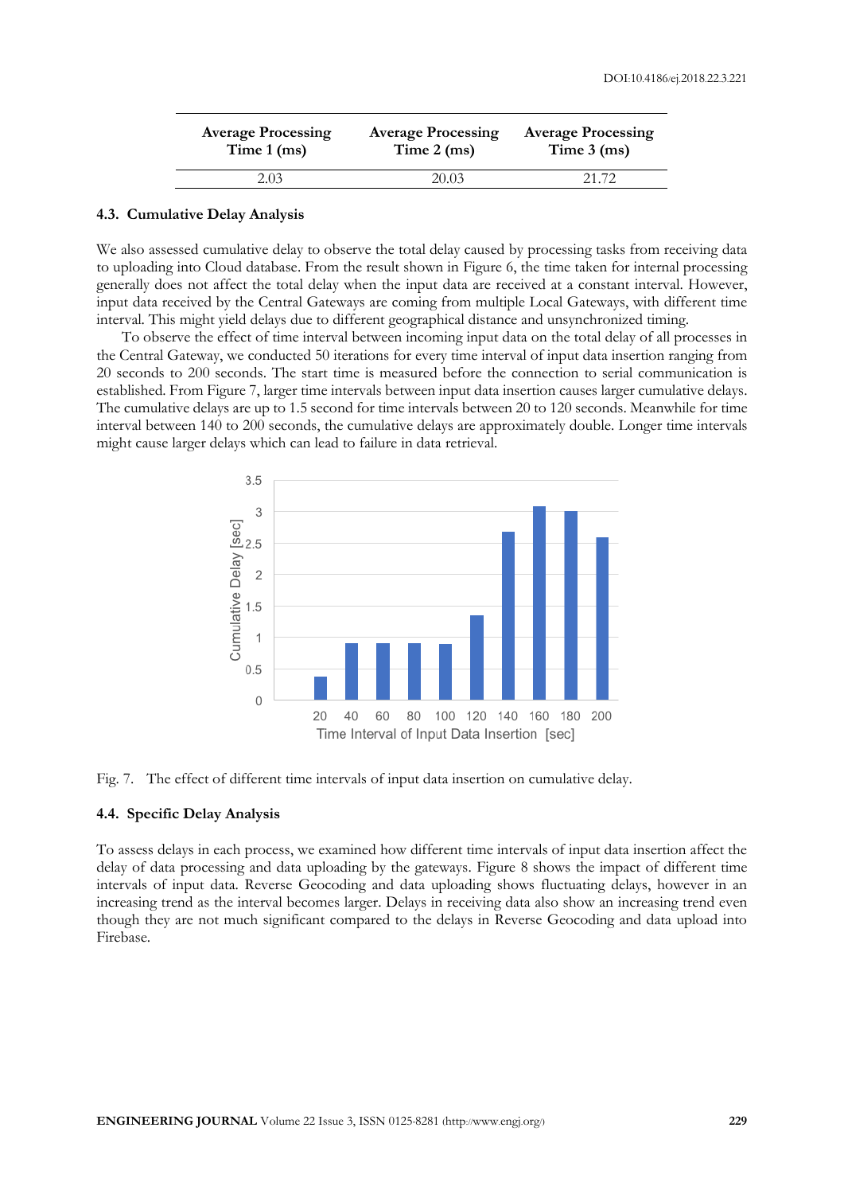| Average Processing Time 1 (ms) | Average Processing Time 2 (ms) | Average Processing Time 3 (ms) |
|---|---|---|
| 2.03 | 20.03 | 21.72 |

### 4.3. Cumulative Delay Analysis

We also assessed cumulative delay to observe the total delay caused by processing tasks from receiving data to uploading into Cloud database. From the result shown in Figure 6, the time taken for internal processing generally does not affect the total delay when the input data are received at a constant interval. However, input data received by the Central Gateways are coming from multiple Local Gateways, with different time interval. This might yield delays due to different geographical distance and unsynchronized timing.

To observe the effect of time interval between incoming input data on the total delay of all processes in the Central Gateway, we conducted 50 iterations for every time interval of input data insertion ranging from 20 seconds to 200 seconds. The start time is measured before the connection to serial communication is established. From Figure 7, larger time intervals between input data insertion causes larger cumulative delays. The cumulative delays are up to 1.5 second for time intervals between 20 to 120 seconds. Meanwhile for time interval between 140 to 200 seconds, the cumulative delays are approximately double. Longer time intervals might cause larger delays which can lead to failure in data retrieval.

Fig. 7. The effect of different time intervals of input data insertion on cumulative delay.

### 4.4. Specific Delay Analysis

To assess delays in each process, we examined how different time intervals of input data insertion affect the delay of data processing and data uploading by the gateways. Figure 8 shows the impact of different time intervals of input data. Reverse Geocoding and data uploading shows fluctuating delays, however in an increasing trend as the interval becomes larger. Delays in receiving data also show an increasing trend even though they are not much significant compared to the delays in Reverse Geocoding and data upload into Firebase.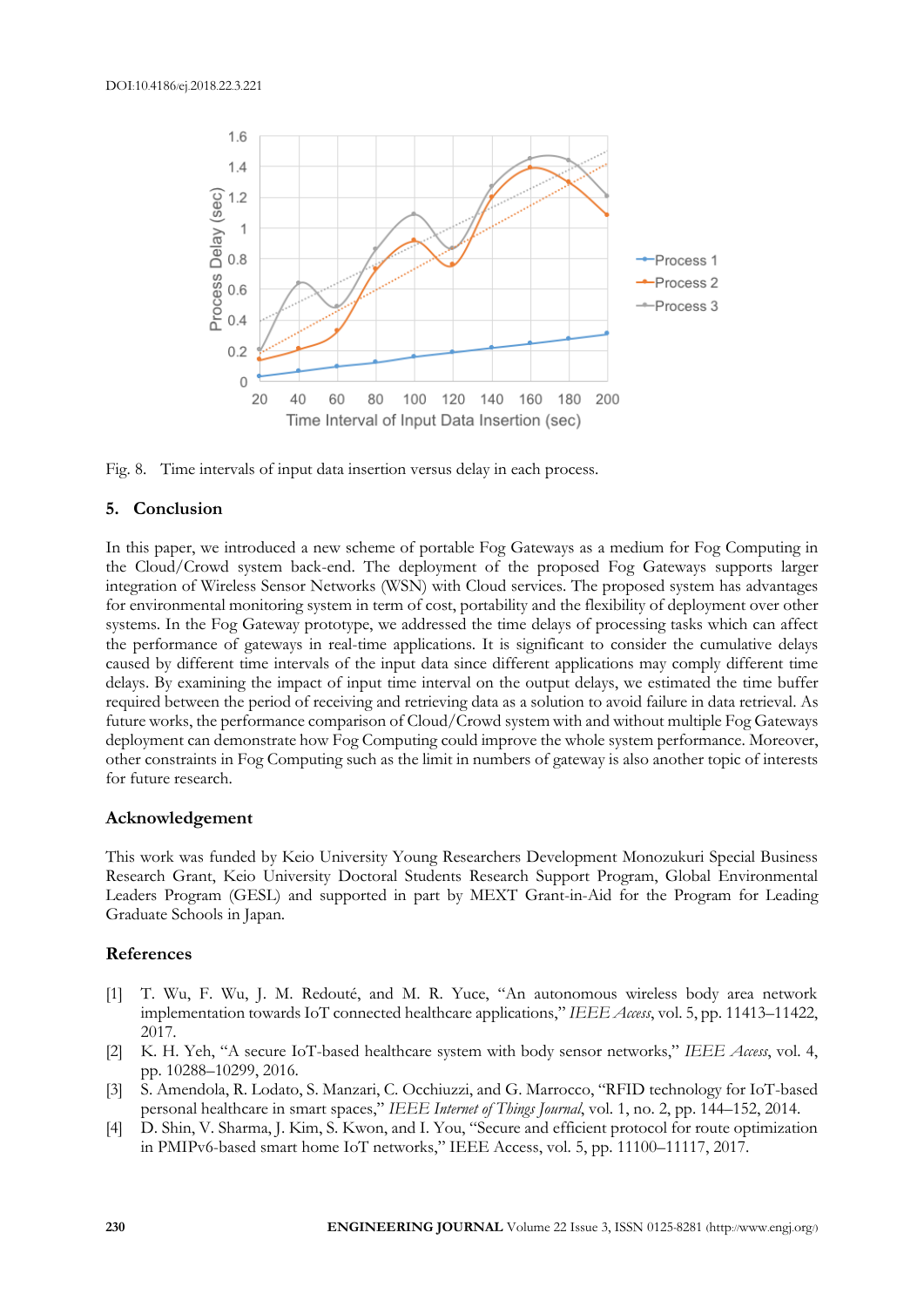Fig. 8. Time intervals of input data insertion versus delay in each process.

## 5. Conclusion

In this paper, we introduced a new scheme of portable Fog Gateways as a medium for Fog Computing in the Cloud/Crowd system back-end. The deployment of the proposed Fog Gateways supports larger integration of Wireless Sensor Networks (WSN) with Cloud services. The proposed system has advantages for environmental monitoring system in term of cost, portability and the flexibility of deployment over other systems. In the Fog Gateway prototype, we addressed the time delays of processing tasks which can affect the performance of gateways in real-time applications. It is significant to consider the cumulative delays caused by different time intervals of the input data since different applications may comply different time delays. By examining the impact of input time interval on the output delays, we estimated the time buffer required between the period of receiving and retrieving data as a solution to avoid failure in data retrieval. As future works, the performance comparison of Cloud/Crowd system with and without multiple Fog Gateways deployment can demonstrate how Fog Computing could improve the whole system performance. Moreover, other constraints in Fog Computing such as the limit in numbers of gateway is also another topic of interests for future research.

## Acknowledgement

This work was funded by Keio University Young Researchers Development Monozukuri Special Business Research Grant, Keio University Doctoral Students Research Support Program, Global Environmental Leaders Program (GESL) and supported in part by MEXT Grant-in-Aid for the Program for Leading Graduate Schools in Japan.

## References

[1] T. Wu, F. Wu, J. M. Redouté, and M. R. Yuce, "An autonomous wireless body area network implementation towards IoT connected healthcare applications," *IEEE Access*, vol. 5, pp. 11413–11422, 2017.

[2] K. H. Yeh, "A secure IoT-based healthcare system with body sensor networks," *IEEE Access*, vol. 4, pp. 10288–10299, 2016.

[3] S. Amendola, R. Lodato, S. Manzari, C. Occhiuzzi, and G. Marrocco, "RFID technology for IoT-based personal healthcare in smart spaces," *IEEE Internet of Things Journal*, vol. 1, no. 2, pp. 144–152, 2014.

[4] D. Shin, V. Sharma, J. Kim, S. Kwon, and I. You, "Secure and efficient protocol for route optimization in PMIPv6-based smart home IoT networks," IEEE Access, vol. 5, pp. 11100–11117, 2017.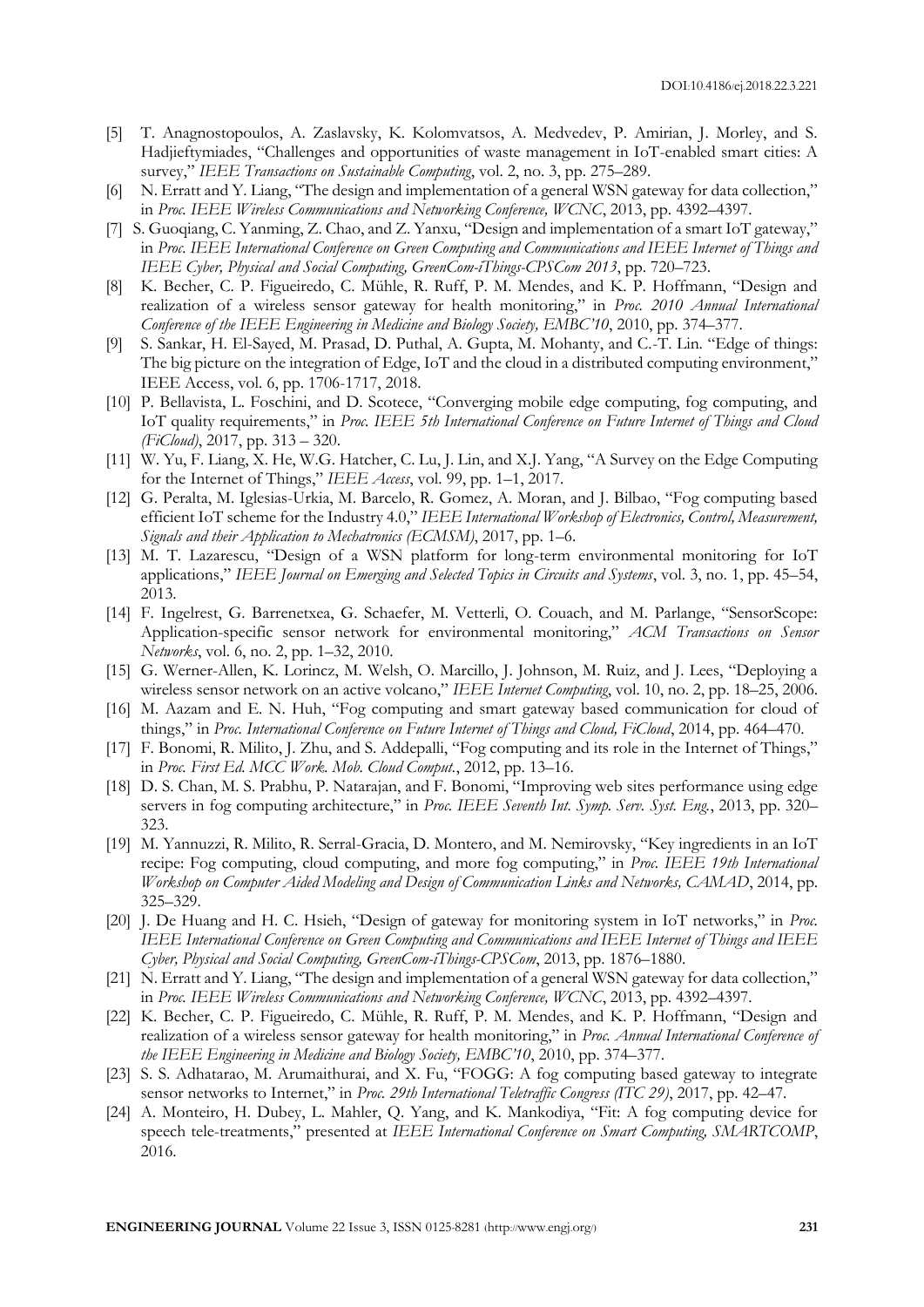[5] T. Anagnostopoulos, A. Zaslavsky, K. Kolomvatsos, A. Medvedev, P. Amirian, J. Morley, and S. Hadjieftymiades, "Challenges and opportunities of waste management in IoT-enabled smart cities: A survey," *IEEE Transactions on Sustainable Computing*, vol. 2, no. 3, pp. 275–289.

[6] N. Erratt and Y. Liang, "The design and implementation of a general WSN gateway for data collection," in *Proc. IEEE Wireless Communications and Networking Conference, WCNC*, 2013, pp. 4392–4397.

[7] S. Guoqiang, C. Yanming, Z. Chao, and Z. Yanxu, "Design and implementation of a smart IoT gateway," in *Proc. IEEE International Conference on Green Computing and Communications and IEEE Internet of Things and IEEE Cyber, Physical and Social Computing, GreenCom-iThings-CPSCom 2013*, pp. 720–723.

[8] K. Becher, C. P. Figueiredo, C. Mühle, R. Ruff, P. M. Mendes, and K. P. Hoffmann, "Design and realization of a wireless sensor gateway for health monitoring," in *Proc. 2010 Annual International Conference of the IEEE Engineering in Medicine and Biology Society, EMBC'10*, 2010, pp. 374–377.

[9] S. Sankar, H. El-Sayed, M. Prasad, D. Puthal, A. Gupta, M. Mohanty, and C.-T. Lin. "Edge of things: The big picture on the integration of Edge, IoT and the cloud in a distributed computing environment," IEEE Access, vol. 6, pp. 1706-1717, 2018.

[10] P. Bellavista, L. Foschini, and D. Scotece, "Converging mobile edge computing, fog computing, and IoT quality requirements," in *Proc. IEEE 5th International Conference on Future Internet of Things and Cloud (FiCloud)*, 2017, pp. 313 – 320.

[11] W. Yu, F. Liang, X. He, W.G. Hatcher, C. Lu, J. Lin, and X.J. Yang, "A Survey on the Edge Computing for the Internet of Things," *IEEE Access*, vol. 99, pp. 1–1, 2017.

[12] G. Peralta, M. Iglesias-Urkia, M. Barcelo, R. Gomez, A. Moran, and J. Bilbao, "Fog computing based efficient IoT scheme for the Industry 4.0," *IEEE International Workshop of Electronics, Control, Measurement, Signals and their Application to Mechatronics (ECMSM)*, 2017, pp. 1–6.

[13] M. T. Lazarescu, "Design of a WSN platform for long-term environmental monitoring for IoT applications," *IEEE Journal on Emerging and Selected Topics in Circuits and Systems*, vol. 3, no. 1, pp. 45–54, 2013.

[14] F. Ingelrest, G. Barrenetxea, G. Schaefer, M. Vetterli, O. Couach, and M. Parlange, "SensorScope: Application-specific sensor network for environmental monitoring," *ACM Transactions on Sensor Networks*, vol. 6, no. 2, pp. 1–32, 2010.

[15] G. Werner-Allen, K. Lorincz, M. Welsh, O. Marcillo, J. Johnson, M. Ruiz, and J. Lees, "Deploying a wireless sensor network on an active volcano," *IEEE Internet Computing*, vol. 10, no. 2, pp. 18–25, 2006.

[16] M. Aazam and E. N. Huh, "Fog computing and smart gateway based communication for cloud of things," in *Proc. International Conference on Future Internet of Things and Cloud, FiCloud*, 2014, pp. 464–470.

[17] F. Bonomi, R. Milito, J. Zhu, and S. Addepalli, "Fog computing and its role in the Internet of Things," in *Proc. First Ed. MCC Work. Mob. Cloud Comput.*, 2012, pp. 13–16.

[18] D. S. Chan, M. S. Prabhu, P. Natarajan, and F. Bonomi, "Improving web sites performance using edge servers in fog computing architecture," in *Proc. IEEE Seventh Int. Symp. Serv. Syst. Eng.*, 2013, pp. 320–323.

[19] M. Yannuzzi, R. Milito, R. Serral-Gracia, D. Montero, and M. Nemirovsky, "Key ingredients in an IoT recipe: Fog computing, cloud computing, and more fog computing," in *Proc. IEEE 19th International Workshop on Computer Aided Modeling and Design of Communication Links and Networks, CAMAD*, 2014, pp. 325–329.

[20] J. De Huang and H. C. Hsieh, "Design of gateway for monitoring system in IoT networks," in *Proc. IEEE International Conference on Green Computing and Communications and IEEE Internet of Things and IEEE Cyber, Physical and Social Computing, GreenCom-iThings-CPSCom*, 2013, pp. 1876–1880.

[21] N. Erratt and Y. Liang, "The design and implementation of a general WSN gateway for data collection," in *Proc. IEEE Wireless Communications and Networking Conference, WCNC*, 2013, pp. 4392–4397.

[22] K. Becher, C. P. Figueiredo, C. Mühle, R. Ruff, P. M. Mendes, and K. P. Hoffmann, "Design and realization of a wireless sensor gateway for health monitoring," in *Proc. Annual International Conference of the IEEE Engineering in Medicine and Biology Society, EMBC'10*, 2010, pp. 374–377.

[23] S. S. Adhatarao, M. Arumaithurai, and X. Fu, "FOGG: A fog computing based gateway to integrate sensor networks to Internet," in *Proc. 29th International Teletraffic Congress (ITC 29)*, 2017, pp. 42–47.

[24] A. Monteiro, H. Dubey, L. Mahler, Q. Yang, and K. Mankodiya, "Fit: A fog computing device for speech tele-treatments," presented at *IEEE International Conference on Smart Computing, SMARTCOMP*, 2016.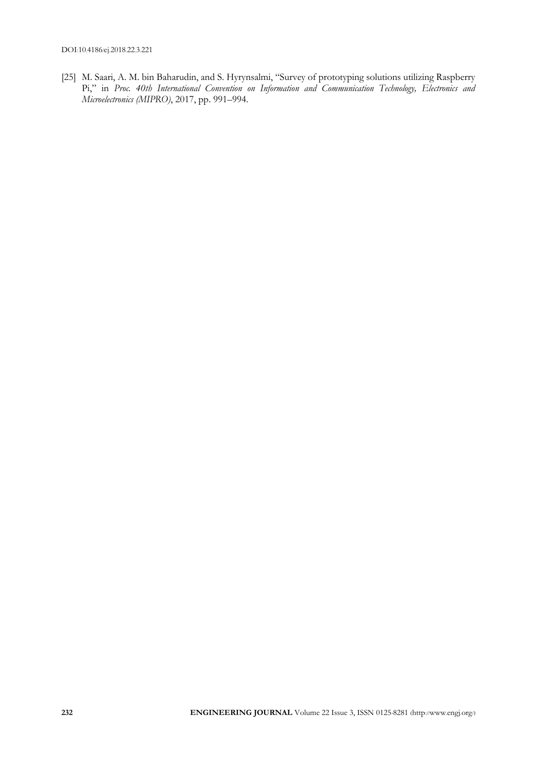[25] M. Saari, A. M. bin Baharudin, and S. Hyrynsalmi, "Survey of prototyping solutions utilizing Raspberry Pi," in *Proc. 40th International Convention on Information and Communication Technology, Electronics and Microelectronics (MIPRO)*, 2017, pp. 991–994.